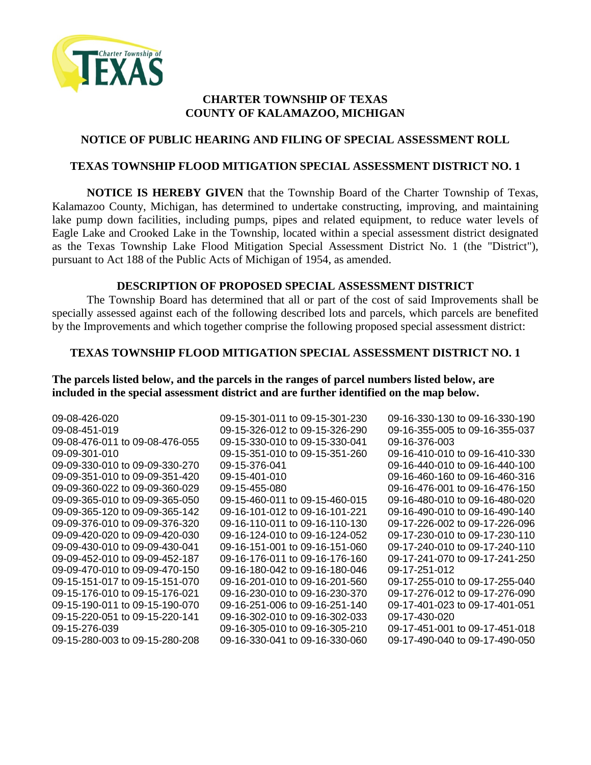**CHARTER TOWNSHIP OF TEXAS**
**COUNTY OF KALAMAZOO, MICHIGAN**

## NOTICE OF PUBLIC HEARING AND FILING OF SPECIAL ASSESSMENT ROLL

## TEXAS TOWNSHIP FLOOD MITIGATION SPECIAL ASSESSMENT DISTRICT NO. 1

**NOTICE IS HEREBY GIVEN** that the Township Board of the Charter Township of Texas, Kalamazoo County, Michigan, has determined to undertake constructing, improving, and maintaining lake pump down facilities, including pumps, pipes and related equipment, to reduce water levels of Eagle Lake and Crooked Lake in the Township, located within a special assessment district designated as the Texas Township Lake Flood Mitigation Special Assessment District No. 1 (the "District"), pursuant to Act 188 of the Public Acts of Michigan of 1954, as amended.

### DESCRIPTION OF PROPOSED SPECIAL ASSESSMENT DISTRICT

The Township Board has determined that all or part of the cost of said Improvements shall be specially assessed against each of the following described lots and parcels, which parcels are benefited by the Improvements and which together comprise the following proposed special assessment district:

### TEXAS TOWNSHIP FLOOD MITIGATION SPECIAL ASSESSMENT DISTRICT NO. 1

**The parcels listed below, and the parcels in the ranges of parcel numbers listed below, are included in the special assessment district and are further identified on the map below.**

09-08-426-020
09-08-451-019
09-08-476-011 to 09-08-476-055
09-09-301-010
09-09-330-010 to 09-09-330-270
09-09-351-010 to 09-09-351-420
09-09-360-022 to 09-09-360-029
09-09-365-010 to 09-09-365-050
09-09-365-120 to 09-09-365-142
09-09-376-010 to 09-09-376-320
09-09-420-020 to 09-09-420-030
09-09-430-010 to 09-09-430-041
09-09-452-010 to 09-09-452-187
09-09-470-010 to 09-09-470-150
09-15-151-017 to 09-15-151-070
09-15-176-010 to 09-15-176-021
09-15-190-011 to 09-15-190-070
09-15-220-051 to 09-15-220-141
09-15-276-039
09-15-280-003 to 09-15-280-208
09-15-301-011 to 09-15-301-230
09-15-326-012 to 09-15-326-290
09-15-330-010 to 09-15-330-041
09-15-351-010 to 09-15-351-260
09-15-376-041
09-15-401-010
09-15-455-080
09-15-460-011 to 09-15-460-015
09-16-101-012 to 09-16-101-221
09-16-110-011 to 09-16-110-130
09-16-124-010 to 09-16-124-052
09-16-151-001 to 09-16-151-060
09-16-176-011 to 09-16-176-160
09-16-180-042 to 09-16-180-046
09-16-201-010 to 09-16-201-560
09-16-230-010 to 09-16-230-370
09-16-251-006 to 09-16-251-140
09-16-302-010 to 09-16-302-033
09-16-305-010 to 09-16-305-210
09-16-330-041 to 09-16-330-060
09-16-330-130 to 09-16-330-190
09-16-355-005 to 09-16-355-037
09-16-376-003
09-16-410-010 to 09-16-410-330
09-16-440-010 to 09-16-440-100
09-16-460-160 to 09-16-460-316
09-16-476-001 to 09-16-476-150
09-16-480-010 to 09-16-480-020
09-16-490-010 to 09-16-490-140
09-17-226-002 to 09-17-226-096
09-17-230-010 to 09-17-230-110
09-17-240-010 to 09-17-240-110
09-17-241-070 to 09-17-241-250
09-17-251-012
09-17-255-010 to 09-17-255-040
09-17-276-012 to 09-17-276-090
09-17-401-023 to 09-17-401-051
09-17-430-020
09-17-451-001 to 09-17-451-018
09-17-490-040 to 09-17-490-050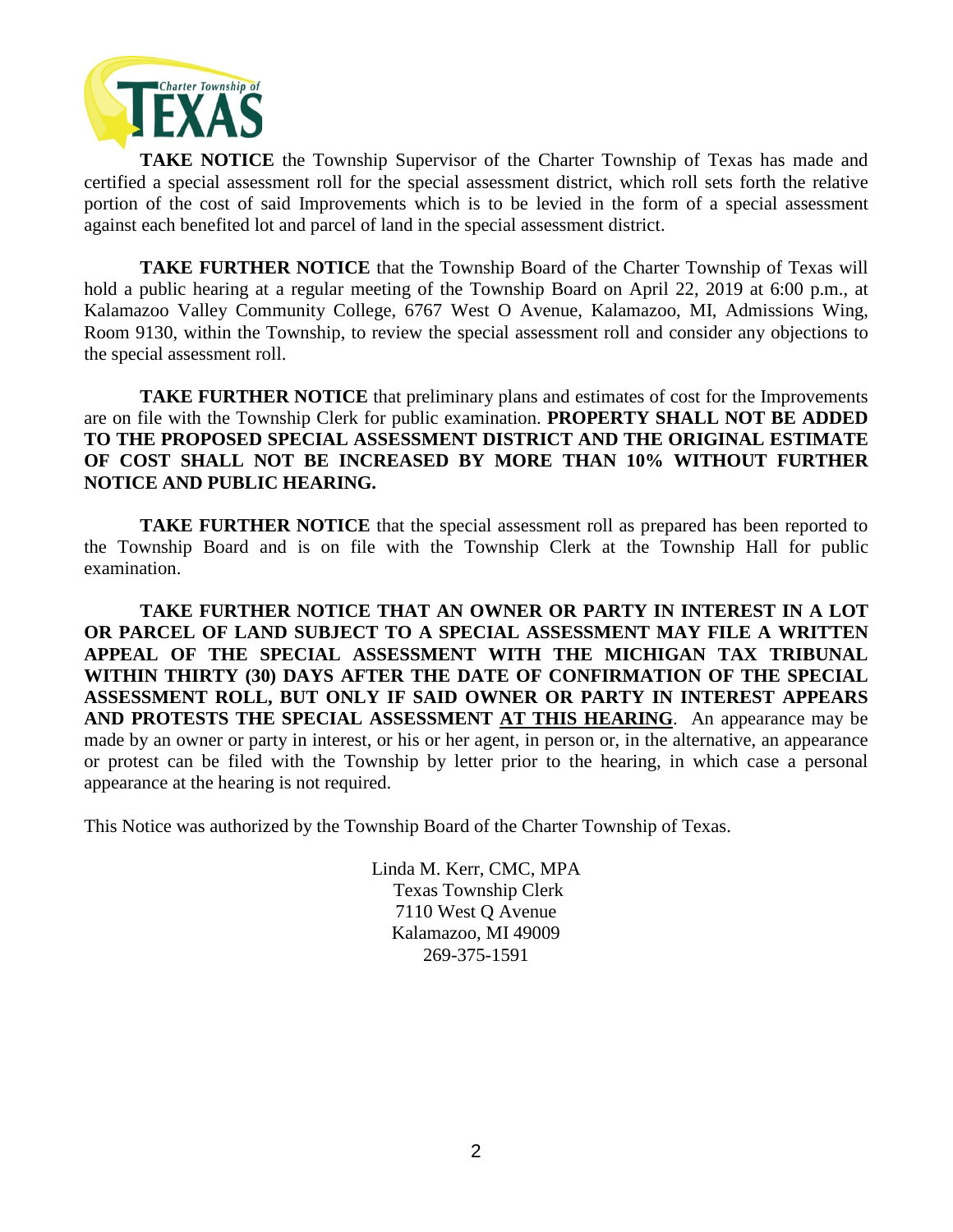**TAKE NOTICE** the Township Supervisor of the Charter Township of Texas has made and certified a special assessment roll for the special assessment district, which roll sets forth the relative portion of the cost of said Improvements which is to be levied in the form of a special assessment against each benefited lot and parcel of land in the special assessment district.

**TAKE FURTHER NOTICE** that the Township Board of the Charter Township of Texas will hold a public hearing at a regular meeting of the Township Board on April 22, 2019 at 6:00 p.m., at Kalamazoo Valley Community College, 6767 West O Avenue, Kalamazoo, MI, Admissions Wing, Room 9130, within the Township, to review the special assessment roll and consider any objections to the special assessment roll.

**TAKE FURTHER NOTICE** that preliminary plans and estimates of cost for the Improvements are on file with the Township Clerk for public examination. **PROPERTY SHALL NOT BE ADDED TO THE PROPOSED SPECIAL ASSESSMENT DISTRICT AND THE ORIGINAL ESTIMATE OF COST SHALL NOT BE INCREASED BY MORE THAN 10% WITHOUT FURTHER NOTICE AND PUBLIC HEARING.**

**TAKE FURTHER NOTICE** that the special assessment roll as prepared has been reported to the Township Board and is on file with the Township Clerk at the Township Hall for public examination.

**TAKE FURTHER NOTICE THAT AN OWNER OR PARTY IN INTEREST IN A LOT OR PARCEL OF LAND SUBJECT TO A SPECIAL ASSESSMENT MAY FILE A WRITTEN APPEAL OF THE SPECIAL ASSESSMENT WITH THE MICHIGAN TAX TRIBUNAL WITHIN THIRTY (30) DAYS AFTER THE DATE OF CONFIRMATION OF THE SPECIAL ASSESSMENT ROLL, BUT ONLY IF SAID OWNER OR PARTY IN INTEREST APPEARS AND PROTESTS THE SPECIAL ASSESSMENT AT THIS HEARING**. An appearance may be made by an owner or party in interest, or his or her agent, in person or, in the alternative, an appearance or protest can be filed with the Township by letter prior to the hearing, in which case a personal appearance at the hearing is not required.

This Notice was authorized by the Township Board of the Charter Township of Texas.

Linda M. Kerr, CMC, MPA
Texas Township Clerk
7110 West Q Avenue
Kalamazoo, MI 49009
269-375-1591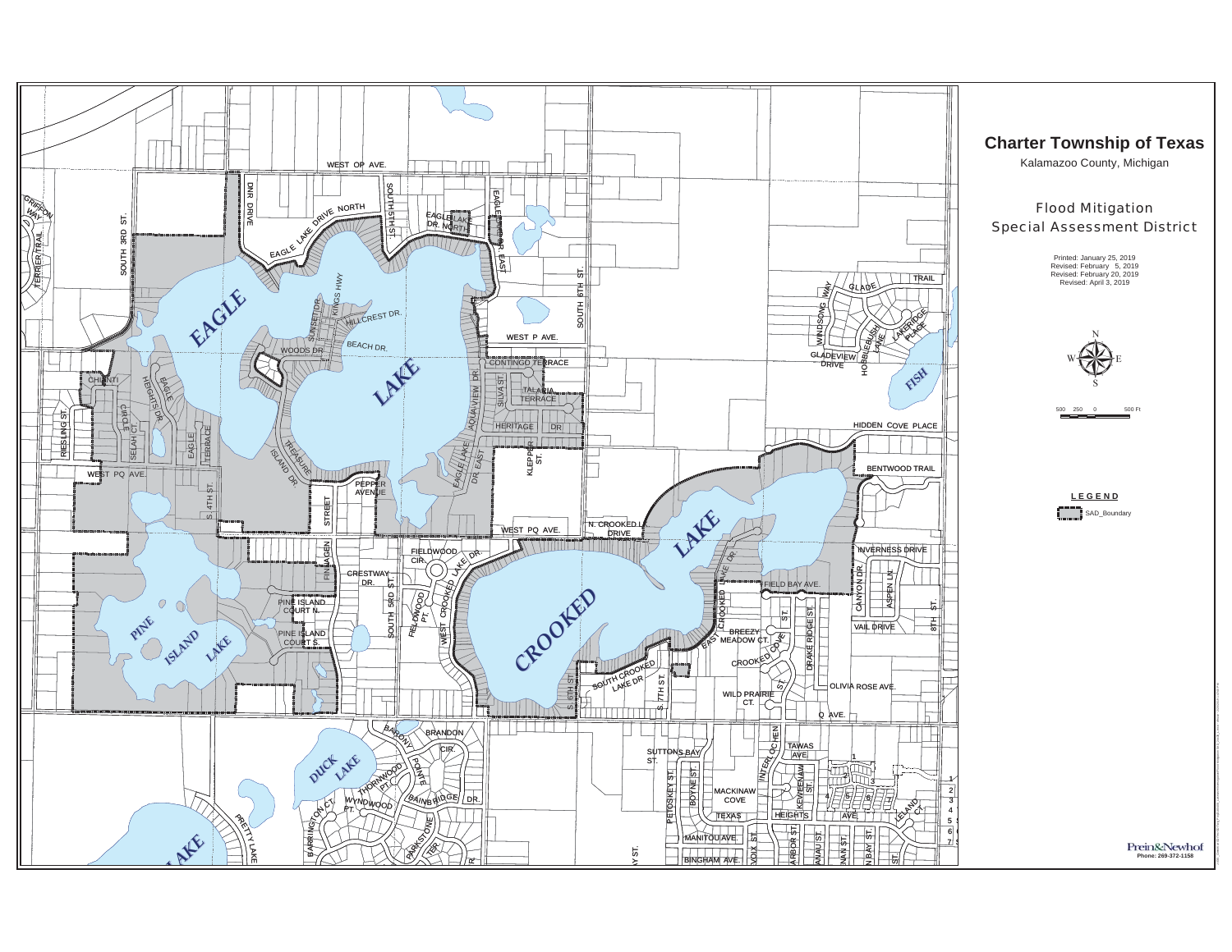# Charter Township of Texas

Kalamazoo County, Michigan

## Flood Mitigation Special Assessment District

Printed: January 25, 2019
Revised: February 5, 2019
Revised: February 20, 2019
Revised: April 3, 2019

N
W E
S

500 250 0 500 Ft

**LEGEND**

SAD_Boundary

Prein&Newhof
Phone: 269-372-1158